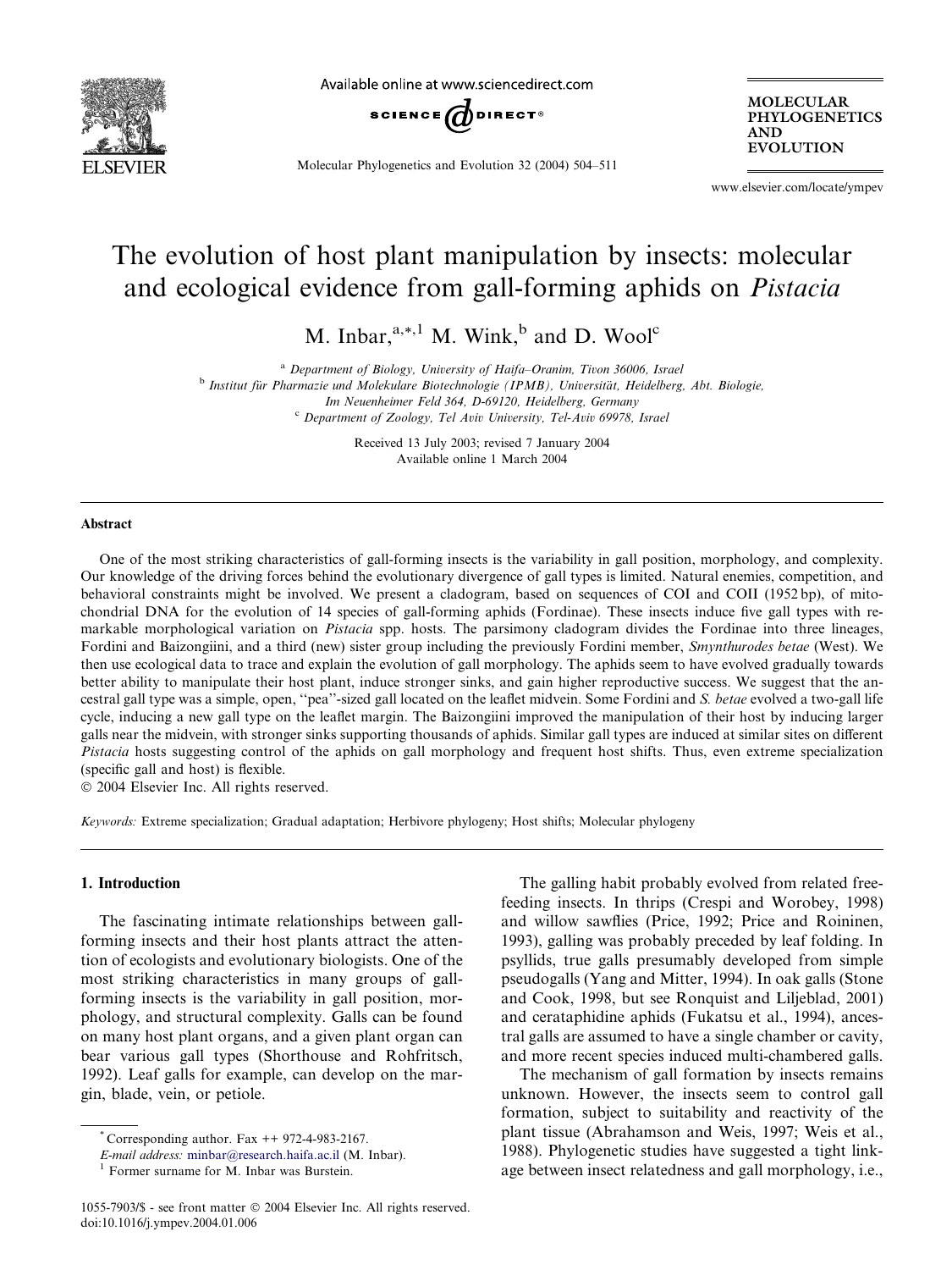# The evolution of host plant manipulation by insects: molecular and ecological evidence from gall-forming aphids on *Pistacia*

M. Inbar,[a,*,1] M. Wink,[b] and D. Wool[c]

[a] Department of Biology, University of Haifa–Oranim, Tivon 36006, Israel
[b] Institut für Pharmazie und Molekulare Biotechnologie (IPMB), Universität, Heidelberg, Abt. Biologie, Im Neuenheimer Feld 364, D-69120, Heidelberg, Germany
[c] Department of Zoology, Tel Aviv University, Tel-Aviv 69978, Israel

Received 13 July 2003; revised 7 January 2004
Available online 1 March 2004

## Abstract

One of the most striking characteristics of gall-forming insects is the variability in gall position, morphology, and complexity. Our knowledge of the driving forces behind the evolutionary divergence of gall types is limited. Natural enemies, competition, and behavioral constraints might be involved. We present a cladogram, based on sequences of COI and COII (1952 bp), of mitochondrial DNA for the evolution of 14 species of gall-forming aphids (Fordinae). These insects induce five gall types with remarkable morphological variation on *Pistacia* spp. hosts. The parsimony cladogram divides the Fordinae into three lineages, Fordini and Baizongiini, and a third (new) sister group including the previously Fordini member, *Smynthurodes betae* (West). We then use ecological data to trace and explain the evolution of gall morphology. The aphids seem to have evolved gradually towards better ability to manipulate their host plant, induce stronger sinks, and gain higher reproductive success. We suggest that the ancestral gall type was a simple, open, "pea"-sized gall located on the leaflet midvein. Some Fordini and *S. betae* evolved a two-gall life cycle, inducing a new gall type on the leaflet margin. The Baizongiini improved the manipulation of their host by inducing larger galls near the midvein, with stronger sinks supporting thousands of aphids. Similar gall types are induced at similar sites on different *Pistacia* hosts suggesting control of the aphids on gall morphology and frequent host shifts. Thus, even extreme specialization (specific gall and host) is flexible.
© 2004 Elsevier Inc. All rights reserved.

*Keywords:* Extreme specialization; Gradual adaptation; Herbivore phylogeny; Host shifts; Molecular phylogeny

## 1. Introduction

The fascinating intimate relationships between gall-forming insects and their host plants attract the attention of ecologists and evolutionary biologists. One of the most striking characteristics in many groups of gall-forming insects is the variability in gall position, morphology, and structural complexity. Galls can be found on many host plant organs, and a given plant organ can bear various gall types (Shorthouse and Rohfritsch, 1992). Leaf galls for example, can develop on the margin, blade, vein, or petiole.

The galling habit probably evolved from related free-feeding insects. In thrips (Crespi and Worobey, 1998) and willow sawflies (Price, 1992; Price and Roininen, 1993), galling was probably preceded by leaf folding. In psyllids, true galls presumably developed from simple pseudogalls (Yang and Mitter, 1994). In oak galls (Stone and Cook, 1998, but see Ronquist and Liljeblad, 2001) and cerataphidine aphids (Fukatsu et al., 1994), ancestral galls are assumed to have a single chamber or cavity, and more recent species induced multi-chambered galls.

The mechanism of gall formation by insects remains unknown. However, the insects seem to control gall formation, subject to suitability and reactivity of the plant tissue (Abrahamson and Weis, 1997; Weis et al., 1988). Phylogenetic studies have suggested a tight linkage between insect relatedness and gall morphology, i.e.,

* Corresponding author. Fax ++ 972-4-983-2167.
*E-mail address:* minbar@research.haifa.ac.il (M. Inbar).
[1] Former surname for M. Inbar was Burstein.

1055-7903/$ - see front matter © 2004 Elsevier Inc. All rights reserved.
doi:10.1016/j.ympev.2004.01.006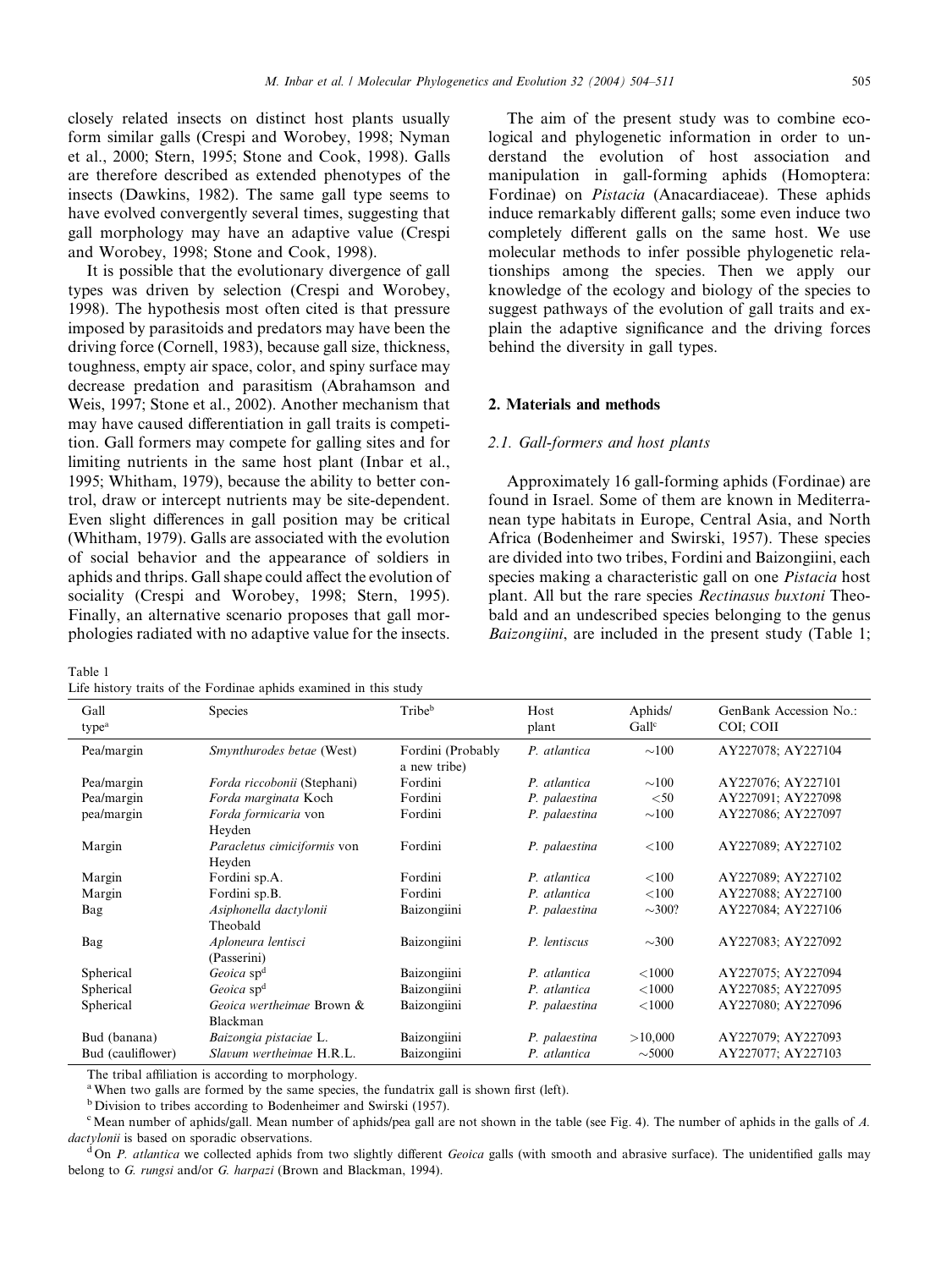closely related insects on distinct host plants usually form similar galls (Crespi and Worobey, 1998; Nyman et al., 2000; Stern, 1995; Stone and Cook, 1998). Galls are therefore described as extended phenotypes of the insects (Dawkins, 1982). The same gall type seems to have evolved convergently several times, suggesting that gall morphology may have an adaptive value (Crespi and Worobey, 1998; Stone and Cook, 1998).

It is possible that the evolutionary divergence of gall types was driven by selection (Crespi and Worobey, 1998). The hypothesis most often cited is that pressure imposed by parasitoids and predators may have been the driving force (Cornell, 1983), because gall size, thickness, toughness, empty air space, color, and spiny surface may decrease predation and parasitism (Abrahamson and Weis, 1997; Stone et al., 2002). Another mechanism that may have caused differentiation in gall traits is competition. Gall formers may compete for galling sites and for limiting nutrients in the same host plant (Inbar et al., 1995; Whitham, 1979), because the ability to better control, draw or intercept nutrients may be site-dependent. Even slight differences in gall position may be critical (Whitham, 1979). Galls are associated with the evolution of social behavior and the appearance of soldiers in aphids and thrips. Gall shape could affect the evolution of sociality (Crespi and Worobey, 1998; Stern, 1995). Finally, an alternative scenario proposes that gall morphologies radiated with no adaptive value for the insects.

The aim of the present study was to combine ecological and phylogenetic information in order to understand the evolution of host association and manipulation in gall-forming aphids (Homoptera: Fordinae) on *Pistacia* (Anacardiaceae). These aphids induce remarkably different galls; some even induce two completely different galls on the same host. We use molecular methods to infer possible phylogenetic relationships among the species. Then we apply our knowledge of the ecology and biology of the species to suggest pathways of the evolution of gall traits and explain the adaptive significance and the driving forces behind the diversity in gall types.

## 2. Materials and methods

### 2.1. Gall-formers and host plants

Approximately 16 gall-forming aphids (Fordinae) are found in Israel. Some of them are known in Mediterranean type habitats in Europe, Central Asia, and North Africa (Bodenheimer and Swirski, 1957). These species are divided into two tribes, Fordini and Baizongiini, each species making a characteristic gall on one *Pistacia* host plant. All but the rare species *Rectinasus buxtoni* Theobald and an undescribed species belonging to the genus *Baizongiini*, are included in the present study (Table 1;

Table 1
Life history traits of the Fordinae aphids examined in this study

| Gall type[a] | Species | Tribe[b] | Host plant | Aphids/Gall[c] | GenBank Accession No.: COI; COII |
|---|---|---|---|---|---|
| Pea/margin | *Smynthurodes betae* (West) | Fordini (Probably a new tribe) | *P. atlantica* | ~100 | AY227078; AY227104 |
| Pea/margin | *Forda riccobonii* (Stephani) | Fordini | *P. atlantica* | ~100 | AY227076; AY227101 |
| Pea/margin | *Forda marginata* Koch | Fordini | *P. palaestina* | <50 | AY227091; AY227098 |
| pea/margin | *Forda formicaria* von Heyden | Fordini | *P. palaestina* | ~100 | AY227086; AY227097 |
| Margin | *Paracletus cimiciformis* von Heyden | Fordini | *P. palaestina* | <100 | AY227089; AY227102 |
| Margin | Fordini sp.A. | Fordini | *P. atlantica* | <100 | AY227089; AY227102 |
| Margin | Fordini sp.B. | Fordini | *P. atlantica* | <100 | AY227088; AY227100 |
| Bag | *Asiphonella dactylonii* Theobald | Baizongiini | *P. palaestina* | ~300? | AY227084; AY227106 |
| Bag | *Aploneura lentisci* (Passerini) | Baizongiini | *P. lentiscus* | ~300 | AY227083; AY227092 |
| Spherical | *Geoica* sp[d] | Baizongiini | *P. atlantica* | <1000 | AY227075; AY227094 |
| Spherical | *Geoica* sp[d] | Baizongiini | *P. atlantica* | <1000 | AY227085; AY227095 |
| Spherical | *Geoica wertheimae* Brown & Blackman | Baizongiini | *P. palaestina* | <1000 | AY227080; AY227096 |
| Bud (banana) | *Baizongia pistaciae* L. | Baizongiini | *P. palaestina* | >10,000 | AY227079; AY227093 |
| Bud (cauliflower) | *Slavum wertheimae* H.R.L. | Baizongiini | *P. atlantica* | ~5000 | AY227077; AY227103 |

The tribal affiliation is according to morphology.

[a] When two galls are formed by the same species, the fundatrix gall is shown first (left).

[b] Division to tribes according to Bodenheimer and Swirski (1957).

[c] Mean number of aphids/gall. Mean number of aphids/pea gall are not shown in the table (see Fig. 4). The number of aphids in the galls of *A. dactylonii* is based on sporadic observations.

[d] On *P. atlantica* we collected aphids from two slightly different *Geoica* galls (with smooth and abrasive surface). The unidentified galls may belong to *G. rungsi* and/or *G. harpazi* (Brown and Blackman, 1994).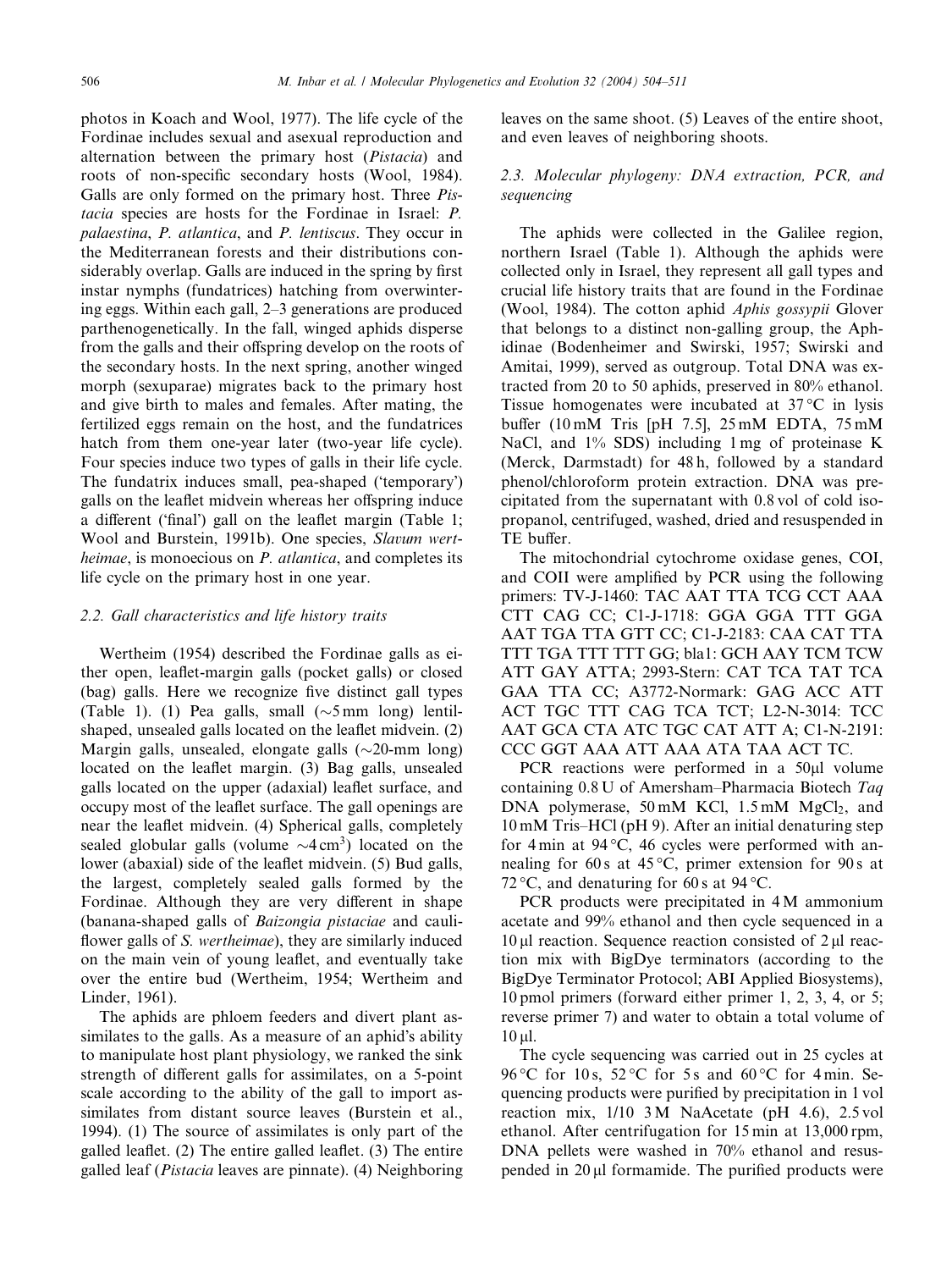photos in Koach and Wool, 1977). The life cycle of the Fordinae includes sexual and asexual reproduction and alternation between the primary host (*Pistacia*) and roots of non-specific secondary hosts (Wool, 1984). Galls are only formed on the primary host. Three *Pistacia* species are hosts for the Fordinae in Israel: *P. palaestina*, *P. atlantica*, and *P. lentiscus*. They occur in the Mediterranean forests and their distributions considerably overlap. Galls are induced in the spring by first instar nymphs (fundatrices) hatching from overwintering eggs. Within each gall, 2–3 generations are produced parthenogenetically. In the fall, winged aphids disperse from the galls and their offspring develop on the roots of the secondary hosts. In the next spring, another winged morph (sexuparae) migrates back to the primary host and give birth to males and females. After mating, the fertilized eggs remain on the host, and the fundatrices hatch from them one-year later (two-year life cycle). Four species induce two types of galls in their life cycle. The fundatrix induces small, pea-shaped ('temporary') galls on the leaflet midvein whereas her offspring induce a different ('final') gall on the leaflet margin (Table 1; Wool and Burstein, 1991b). One species, *Slavum wertheimae*, is monoecious on *P. atlantica*, and completes its life cycle on the primary host in one year.

### 2.2. Gall characteristics and life history traits

Wertheim (1954) described the Fordinae galls as either open, leaflet-margin galls (pocket galls) or closed (bag) galls. Here we recognize five distinct gall types (Table 1). (1) Pea galls, small (~5 mm long) lentil-shaped, unsealed galls located on the leaflet midvein. (2) Margin galls, unsealed, elongate galls (~20-mm long) located on the leaflet margin. (3) Bag galls, unsealed galls located on the upper (adaxial) leaflet surface, and occupy most of the leaflet surface. The gall openings are near the leaflet midvein. (4) Spherical galls, completely sealed globular galls (volume ~4 $cm^3$) located on the lower (abaxial) side of the leaflet midvein. (5) Bud galls, the largest, completely sealed galls formed by the Fordinae. Although they are very different in shape (banana-shaped galls of *Baizongia pistaciae* and cauliflower galls of *S. wertheimae*), they are similarly induced on the main vein of young leaflet, and eventually take over the entire bud (Wertheim, 1954; Wertheim and Linder, 1961).

The aphids are phloem feeders and divert plant assimilates to the galls. As a measure of an aphid's ability to manipulate host plant physiology, we ranked the sink strength of different galls for assimilates, on a 5-point scale according to the ability of the gall to import assimilates from distant source leaves (Burstein et al., 1994). (1) The source of assimilates is only part of the galled leaflet. (2) The entire galled leaflet. (3) The entire galled leaf (*Pistacia* leaves are pinnate). (4) Neighboring leaves on the same shoot. (5) Leaves of the entire shoot, and even leaves of neighboring shoots.

### 2.3. Molecular phylogeny: DNA extraction, PCR, and sequencing

The aphids were collected in the Galilee region, northern Israel (Table 1). Although the aphids were collected only in Israel, they represent all gall types and crucial life history traits that are found in the Fordinae (Wool, 1984). The cotton aphid *Aphis gossypii* Glover that belongs to a distinct non-galling group, the Aphidinae (Bodenheimer and Swirski, 1957; Swirski and Amitai, 1999), served as outgroup. Total DNA was extracted from 20 to 50 aphids, preserved in 80% ethanol. Tissue homogenates were incubated at 37 °C in lysis buffer (10 mM Tris [pH 7.5], 25 mM EDTA, 75 mM NaCl, and 1% SDS) including 1 mg of proteinase K (Merck, Darmstadt) for 48 h, followed by a standard phenol/chloroform protein extraction. DNA was precipitated from the supernatant with 0.8 vol of cold isopropanol, centrifuged, washed, dried and resuspended in TE buffer.

The mitochondrial cytochrome oxidase genes, COI, and COII were amplified by PCR using the following primers: TV-J-1460: TAC AAT TTA TCG CCT AAA CTT CAG CC; C1-J-1718: GGA GGA TTT GGA AAT TGA TTA GTT CC; C1-J-2183: CAA CAT TTA TTT TGA TTT TTT GG; bla1: GCH AAY TCM TCW ATT GAY ATTA; 2993-Stern: CAT TCA TAT TCA GAA TTA CC; A3772-Normark: GAG ACC ATT ACT TGC TTT CAG TCA TCT; L2-N-3014: TCC AAT GCA CTA ATC TGC CAT ATT A; C1-N-2191: CCC GGT AAA ATT AAA ATA TAA ACT TC.

PCR reactions were performed in a 50 μl volume containing 0.8 U of Amersham–Pharmacia Biotech *Taq* DNA polymerase, 50 mM KCl, 1.5 mM $MgCl_2$, and 10 mM Tris–HCl (pH 9). After an initial denaturing step for 4 min at 94 °C, 46 cycles were performed with annealing for 60 s at 45 °C, primer extension for 90 s at 72 °C, and denaturing for 60 s at 94 °C.

PCR products were precipitated in 4 M ammonium acetate and 99% ethanol and then cycle sequenced in a 10 μl reaction. Sequence reaction consisted of 2 μl reaction mix with BigDye terminators (according to the BigDye Terminator Protocol; ABI Applied Biosystems), 10 pmol primers (forward either primer 1, 2, 3, 4, or 5; reverse primer 7) and water to obtain a total volume of 10 μl.

The cycle sequencing was carried out in 25 cycles at 96 °C for 10 s, 52 °C for 5 s and 60 °C for 4 min. Sequencing products were purified by precipitation in 1 vol reaction mix, 1/10 3 M NaAcetate (pH 4.6), 2.5 vol ethanol. After centrifugation for 15 min at 13,000 rpm, DNA pellets were washed in 70% ethanol and resuspended in 20 μl formamide. The purified products were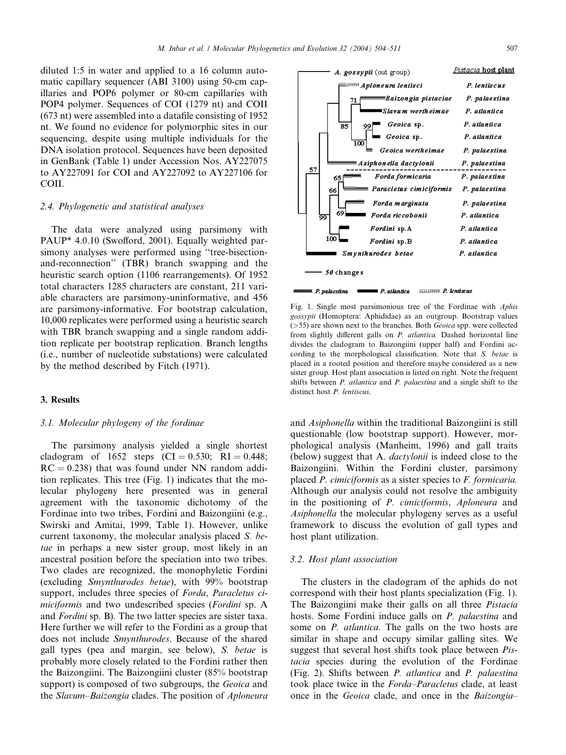diluted 1:5 in water and applied to a 16 column automatic capillary sequencer (ABI 3100) using 50-cm capillaries and POP6 polymer or 80-cm capillaries with POP4 polymer. Sequences of COI (1279 nt) and COII (673 nt) were assembled into a datafile consisting of 1952 nt. We found no evidence for polymorphic sites in our sequencing, despite using multiple individuals for the DNA isolation protocol. Sequences have been deposited in GenBank (Table 1) under Accession Nos. AY227075 to AY227091 for COI and AY227092 to AY227106 for COII.

### 2.4. Phylogenetic and statistical analyses

The data were analyzed using parsimony with PAUP* 4.0.10 (Swofford, 2001). Equally weighted parsimony analyses were performed using "tree-bisection-and-reconnection" (TBR) branch swapping and the heuristic search option (1106 rearrangements). Of 1952 total characters 1285 characters are constant, 211 variable characters are parsimony-uninformative, and 456 are parsimony-informative. For bootstrap calculation, 10,000 replicates were performed using a heuristic search with TBR branch swapping and a single random addition replicate per bootstrap replication. Branch lengths (i.e., number of nucleotide substations) were calculated by the method described by Fitch (1971).

## 3. Results

### 3.1. Molecular phylogeny of the fordinae

The parsimony analysis yielded a single shortest cladogram of 1652 steps (CI = 0.530; RI = 0.448; RC = 0.238) that was found under NN random addition replicates. This tree (Fig. 1) indicates that the molecular phylogeny here presented was in general agreement with the taxonomic dichotomy of the Fordinae into two tribes, Fordini and Baizongiini (e.g., Swirski and Amitai, 1999, Table 1). However, unlike current taxonomy, the molecular analysis placed *S. betae* in perhaps a new sister group, most likely in an ancestral position before the speciation into two tribes. Two clades are recognized, the monophyletic Fordini (excluding *Smynthurodes betae*), with 99% bootstrap support, includes three species of *Forda*, *Paracletus cimiciformis* and two undescribed species (*Fordini* sp. A and *Fordini* sp. B). The two latter species are sister taxa. Here further we will refer to the Fordini as a group that does not include *Smynthurodes*. Because of the shared gall types (pea and margin, see below), *S. betae* is probably more closely related to the Fordini rather then the Baizongiini. The Baizongiini cluster (85% bootstrap support) is composed of two subgroups, the *Geoica* and the *Slavum–Baizongia* clades. The position of *Aploneura* and *Asiphonella* within the traditional Baizongiini is still questionable (low bootstrap support). However, morphological analysis (Manheim, 1996) and gall traits (below) suggest that A. *dactylonii* is indeed close to the Baizongiini. Within the Fordini cluster, parsimony placed *P. cimiciformis* as a sister species to *F. formicaria.* Although our analysis could not resolve the ambiguity in the positioning of *P. cimiciformis*, *Aploneura* and *Asiphonella* the molecular phylogeny serves as a useful framework to discuss the evolution of gall types and host plant utilization.

Fig. 1. Single most parsimonious tree of the Fordinae with *Aphis gossypii* (Homoptera: Aphididae) as an outgroup. Bootstrap values (>55) are shown next to the branches. Both *Geoica* spp. were collected from slightly different galls on *P. atlantica.* Dashed horizontal line divides the cladogram to Baizongiini (upper half) and Fordini according to the morphological classification. Note that *S. betae* is placed in a rooted position and therefore maybe considered as a new sister group. Host plant association is listed on right. Note the frequent shifts between *P. atlantica* and *P. palaestina* and a single shift to the distinct host *P. lentiscus*.

### 3.2. Host plant association

The clusters in the cladogram of the aphids do not correspond with their host plants specialization (Fig. 1). The Baizongiini make their galls on all three *Pistacia* hosts. Some Fordini induce galls on *P. palaestina* and some on *P. atlantica*. The galls on the two hosts are similar in shape and occupy similar galling sites. We suggest that several host shifts took place between *Pistacia* species during the evolution of the Fordinae (Fig. 2). Shifts between *P. atlantica* and *P. palaestina* took place twice in the *Forda–Paracletus* clade, at least once in the *Geoica* clade, and once in the *Baizongia–*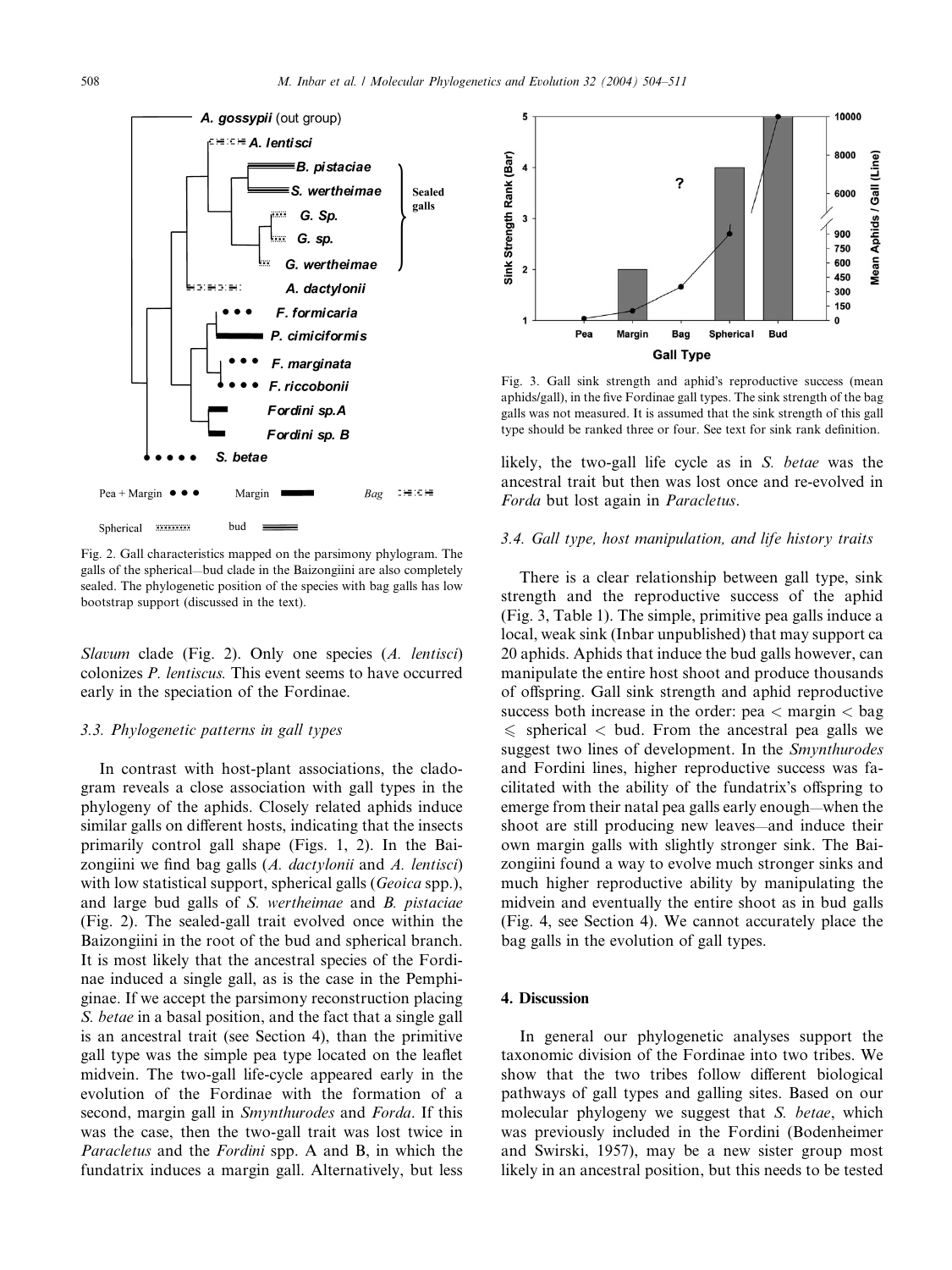Fig. 2. Gall characteristics mapped on the parsimony phylogram. The galls of the spherical—bud clade in the Baizongiini are also completely sealed. The phylogenetic position of the species with bag galls has low bootstrap support (discussed in the text).

*Slavum* clade (Fig. 2). Only one species (*A. lentisci*) colonizes *P. lentiscus*. This event seems to have occurred early in the speciation of the Fordinae.

### 3.3. Phylogenetic patterns in gall types

In contrast with host-plant associations, the cladogram reveals a close association with gall types in the phylogeny of the aphids. Closely related aphids induce similar galls on different hosts, indicating that the insects primarily control gall shape (Figs. 1, 2). In the Baizongiini we find bag galls (*A. dactylonii* and *A. lentisci*) with low statistical support, spherical galls (*Geoica* spp.), and large bud galls of *S. wertheimae* and *B. pistaciae* (Fig. 2). The sealed-gall trait evolved once within the Baizongiini in the root of the bud and spherical branch. It is most likely that the ancestral species of the Fordinae induced a single gall, as is the case in the Pemphiginae. If we accept the parsimony reconstruction placing *S. betae* in a basal position, and the fact that a single gall is an ancestral trait (see Section 4), than the primitive gall type was the simple pea type located on the leaflet midvein. The two-gall life-cycle appeared early in the evolution of the Fordinae with the formation of a second, margin gall in *Smynthurodes* and *Forda*. If this was the case, then the two-gall trait was lost twice in *Paracletus* and the *Fordini* spp. A and B, in which the fundatrix induces a margin gall. Alternatively, but less likely, the two-gall life cycle as in *S. betae* was the ancestral trait but then was lost once and re-evolved in *Forda* but lost again in *Paracletus*.

Fig. 3. Gall sink strength and aphid's reproductive success (mean aphids/gall), in the five Fordinae gall types. The sink strength of the bag galls was not measured. It is assumed that the sink strength of this gall type should be ranked three or four. See text for sink rank definition.

### 3.4. Gall type, host manipulation, and life history traits

There is a clear relationship between gall type, sink strength and the reproductive success of the aphid (Fig. 3, Table 1). The simple, primitive pea galls induce a local, weak sink (Inbar unpublished) that may support ca 20 aphids. Aphids that induce the bud galls however, can manipulate the entire host shoot and produce thousands of offspring. Gall sink strength and aphid reproductive success both increase in the order: pea < margin < bag $\leqslant$ spherical < bud. From the ancestral pea galls we suggest two lines of development. In the *Smynthurodes* and Fordini lines, higher reproductive success was facilitated with the ability of the fundatrix's offspring to emerge from their natal pea galls early enough—when the shoot are still producing new leaves—and induce their own margin galls with slightly stronger sink. The Baizongiini found a way to evolve much stronger sinks and much higher reproductive ability by manipulating the midvein and eventually the entire shoot as in bud galls (Fig. 4, see Section 4). We cannot accurately place the bag galls in the evolution of gall types.

## 4. Discussion

In general our phylogenetic analyses support the taxonomic division of the Fordinae into two tribes. We show that the two tribes follow different biological pathways of gall types and galling sites. Based on our molecular phylogeny we suggest that *S. betae*, which was previously included in the Fordini (Bodenheimer and Swirski, 1957), may be a new sister group most likely in an ancestral position, but this needs to be tested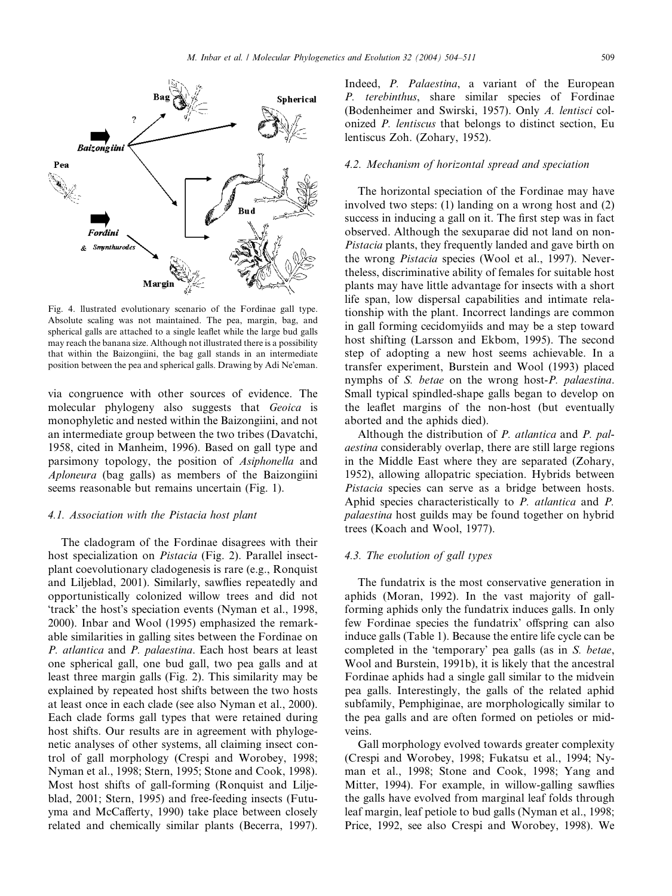Fig. 4. llustrated evolutionary scenario of the Fordinae gall type. Absolute scaling was not maintained. The pea, margin, bag, and spherical galls are attached to a single leaflet while the large bud galls may reach the banana size. Although not illustrated there is a possibility that within the Baizongiini, the bag gall stands in an intermediate position between the pea and spherical galls. Drawing by Adi Ne'eman.

via congruence with other sources of evidence. The molecular phylogeny also suggests that *Geoica* is monophyletic and nested within the Baizongiini, and not an intermediate group between the two tribes (Davatchi, 1958, cited in Manheim, 1996). Based on gall type and parsimony topology, the position of *Asiphonella* and *Aploneura* (bag galls) as members of the Baizongiini seems reasonable but remains uncertain (Fig. 1).

### 4.1. Association with the Pistacia host plant

The cladogram of the Fordinae disagrees with their host specialization on *Pistacia* (Fig. 2). Parallel insect-plant coevolutionary cladogenesis is rare (e.g., Ronquist and Liljeblad, 2001). Similarly, sawflies repeatedly and opportunistically colonized willow trees and did not 'track' the host's speciation events (Nyman et al., 1998, 2000). Inbar and Wool (1995) emphasized the remarkable similarities in galling sites between the Fordinae on *P. atlantica* and *P. palaestina*. Each host bears at least one spherical gall, one bud gall, two pea galls and at least three margin galls (Fig. 2). This similarity may be explained by repeated host shifts between the two hosts at least once in each clade (see also Nyman et al., 2000). Each clade forms gall types that were retained during host shifts. Our results are in agreement with phylogenetic analyses of other systems, all claiming insect control of gall morphology (Crespi and Worobey, 1998; Nyman et al., 1998; Stern, 1995; Stone and Cook, 1998). Most host shifts of gall-forming (Ronquist and Liljeblad, 2001; Stern, 1995) and free-feeding insects (Futuyma and McCafferty, 1990) take place between closely related and chemically similar plants (Becerra, 1997). Indeed, *P. Palaestina*, a variant of the European *P. terebinthus*, share similar species of Fordinae (Bodenheimer and Swirski, 1957). Only *A. lentisci* colonized *P. lentiscus* that belongs to distinct section, Eu lentiscus Zoh. (Zohary, 1952).

### 4.2. Mechanism of horizontal spread and speciation

The horizontal speciation of the Fordinae may have involved two steps: (1) landing on a wrong host and (2) success in inducing a gall on it. The first step was in fact observed. Although the sexuparae did not land on non-*Pistacia* plants, they frequently landed and gave birth on the wrong *Pistacia* species (Wool et al., 1997). Nevertheless, discriminative ability of females for suitable host plants may have little advantage for insects with a short life span, low dispersal capabilities and intimate relationship with the plant. Incorrect landings are common in gall forming cecidomyiids and may be a step toward host shifting (Larsson and Ekbom, 1995). The second step of adopting a new host seems achievable. In a transfer experiment, Burstein and Wool (1993) placed nymphs of *S. betae* on the wrong host-*P. palaestina*. Small typical spindled-shape galls began to develop on the leaflet margins of the non-host (but eventually aborted and the aphids died).

Although the distribution of *P. atlantica* and *P. palaestina* considerably overlap, there are still large regions in the Middle East where they are separated (Zohary, 1952), allowing allopatric speciation. Hybrids between *Pistacia* species can serve as a bridge between hosts. Aphid species characteristically to *P. atlantica* and *P. palaestina* host guilds may be found together on hybrid trees (Koach and Wool, 1977).

### 4.3. The evolution of gall types

The fundatrix is the most conservative generation in aphids (Moran, 1992). In the vast majority of gall-forming aphids only the fundatrix induces galls. In only few Fordinae species the fundatrix' offspring can also induce galls (Table 1). Because the entire life cycle can be completed in the 'temporary' pea galls (as in *S. betae*, Wool and Burstein, 1991b), it is likely that the ancestral Fordinae aphids had a single gall similar to the midvein pea galls. Interestingly, the galls of the related aphid subfamily, Pemphiginae, are morphologically similar to the pea galls and are often formed on petioles or midveins.

Gall morphology evolved towards greater complexity (Crespi and Worobey, 1998; Fukatsu et al., 1994; Nyman et al., 1998; Stone and Cook, 1998; Yang and Mitter, 1994). For example, in willow-galling sawflies the galls have evolved from marginal leaf folds through leaf margin, leaf petiole to bud galls (Nyman et al., 1998; Price, 1992, see also Crespi and Worobey, 1998). We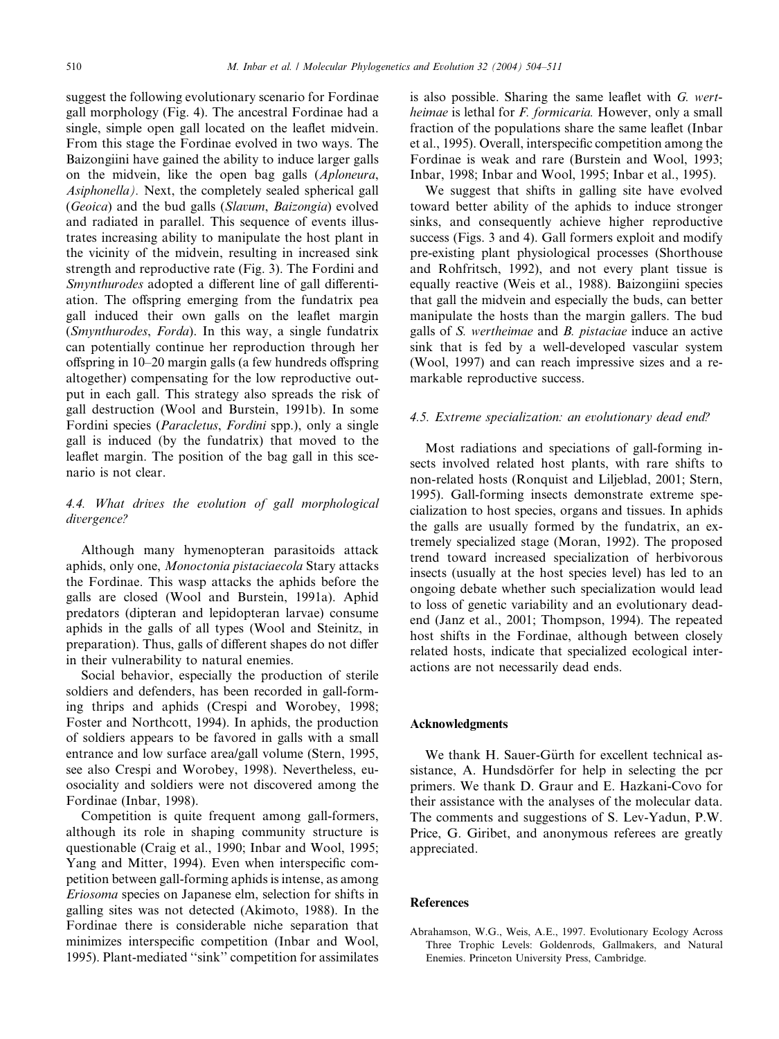suggest the following evolutionary scenario for Fordinae gall morphology (Fig. 4). The ancestral Fordinae had a single, simple open gall located on the leaflet midvein. From this stage the Fordinae evolved in two ways. The Baizongiini have gained the ability to induce larger galls on the midvein, like the open bag galls (*Aploneura*, *Asiphonella)*. Next, the completely sealed spherical gall (*Geoica*) and the bud galls (*Slavum*, *Baizongia*) evolved and radiated in parallel. This sequence of events illustrates increasing ability to manipulate the host plant in the vicinity of the midvein, resulting in increased sink strength and reproductive rate (Fig. 3). The Fordini and *Smynthurodes* adopted a different line of gall differentiation. The offspring emerging from the fundatrix pea gall induced their own galls on the leaflet margin (*Smynthurodes*, *Forda*). In this way, a single fundatrix can potentially continue her reproduction through her offspring in 10–20 margin galls (a few hundreds offspring altogether) compensating for the low reproductive output in each gall. This strategy also spreads the risk of gall destruction (Wool and Burstein, 1991b). In some Fordini species (*Paracletus*, *Fordini* spp.), only a single gall is induced (by the fundatrix) that moved to the leaflet margin. The position of the bag gall in this scenario is not clear.

### 4.4. What drives the evolution of gall morphological divergence?

Although many hymenopteran parasitoids attack aphids, only one, *Monoctonia pistaciaecola* Stary attacks the Fordinae. This wasp attacks the aphids before the galls are closed (Wool and Burstein, 1991a). Aphid predators (dipteran and lepidopteran larvae) consume aphids in the galls of all types (Wool and Steinitz, in preparation). Thus, galls of different shapes do not differ in their vulnerability to natural enemies.

Social behavior, especially the production of sterile soldiers and defenders, has been recorded in gall-forming thrips and aphids (Crespi and Worobey, 1998; Foster and Northcott, 1994). In aphids, the production of soldiers appears to be favored in galls with a small entrance and low surface area/gall volume (Stern, 1995, see also Crespi and Worobey, 1998). Nevertheless, eusociality and soldiers were not discovered among the Fordinae (Inbar, 1998).

Competition is quite frequent among gall-formers, although its role in shaping community structure is questionable (Craig et al., 1990; Inbar and Wool, 1995; Yang and Mitter, 1994). Even when interspecific competition between gall-forming aphids is intense, as among *Eriosoma* species on Japanese elm, selection for shifts in galling sites was not detected (Akimoto, 1988). In the Fordinae there is considerable niche separation that minimizes interspecific competition (Inbar and Wool, 1995). Plant-mediated "sink" competition for assimilates is also possible. Sharing the same leaflet with *G. wertheimae* is lethal for *F. formicaria.* However, only a small fraction of the populations share the same leaflet (Inbar et al., 1995). Overall, interspecific competition among the Fordinae is weak and rare (Burstein and Wool, 1993; Inbar, 1998; Inbar and Wool, 1995; Inbar et al., 1995).

We suggest that shifts in galling site have evolved toward better ability of the aphids to induce stronger sinks, and consequently achieve higher reproductive success (Figs. 3 and 4). Gall formers exploit and modify pre-existing plant physiological processes (Shorthouse and Rohfritsch, 1992), and not every plant tissue is equally reactive (Weis et al., 1988). Baizongiini species that gall the midvein and especially the buds, can better manipulate the hosts than the margin gallers. The bud galls of *S. wertheimae* and *B. pistaciae* induce an active sink that is fed by a well-developed vascular system (Wool, 1997) and can reach impressive sizes and a remarkable reproductive success.

### 4.5. Extreme specialization: an evolutionary dead end?

Most radiations and speciations of gall-forming insects involved related host plants, with rare shifts to non-related hosts (Ronquist and Liljeblad, 2001; Stern, 1995). Gall-forming insects demonstrate extreme specialization to host species, organs and tissues. In aphids the galls are usually formed by the fundatrix, an extremely specialized stage (Moran, 1992). The proposed trend toward increased specialization of herbivorous insects (usually at the host species level) has led to an ongoing debate whether such specialization would lead to loss of genetic variability and an evolutionary dead-end (Janz et al., 2001; Thompson, 1994). The repeated host shifts in the Fordinae, although between closely related hosts, indicate that specialized ecological interactions are not necessarily dead ends.

## Acknowledgments

We thank H. Sauer-Gürth for excellent technical assistance, A. Hundsdörfer for help in selecting the pcr primers. We thank D. Graur and E. Hazkani-Covo for their assistance with the analyses of the molecular data. The comments and suggestions of S. Lev-Yadun, P.W. Price, G. Giribet, and anonymous referees are greatly appreciated.

## References

Abrahamson, W.G., Weis, A.E., 1997. Evolutionary Ecology Across Three Trophic Levels: Goldenrods, Gallmakers, and Natural Enemies. Princeton University Press, Cambridge.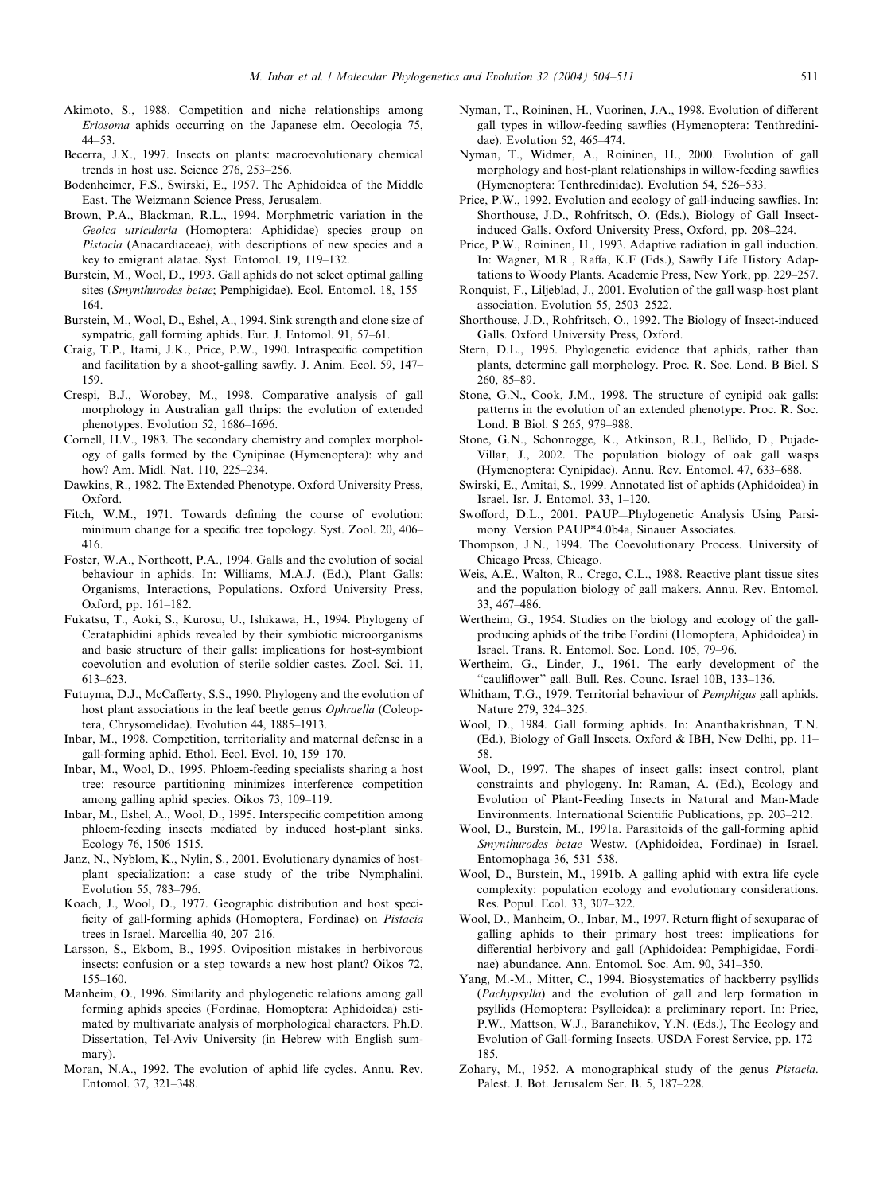Akimoto, S., 1988. Competition and niche relationships among *Eriosoma* aphids occurring on the Japanese elm. Oecologia 75, 44–53.

Becerra, J.X., 1997. Insects on plants: macroevolutionary chemical trends in host use. Science 276, 253–256.

Bodenheimer, F.S., Swirski, E., 1957. The Aphidoidea of the Middle East. The Weizmann Science Press, Jerusalem.

Brown, P.A., Blackman, R.L., 1994. Morphmetric variation in the *Geoica utricularia* (Homoptera: Aphididae) species group on *Pistacia* (Anacardiaceae), with descriptions of new species and a key to emigrant alatae. Syst. Entomol. 19, 119–132.

Burstein, M., Wool, D., 1993. Gall aphids do not select optimal galling sites (*Smynthurodes betae*; Pemphigidae). Ecol. Entomol. 18, 155–164.

Burstein, M., Wool, D., Eshel, A., 1994. Sink strength and clone size of sympatric, gall forming aphids. Eur. J. Entomol. 91, 57–61.

Craig, T.P., Itami, J.K., Price, P.W., 1990. Intraspecific competition and facilitation by a shoot-galling sawfly. J. Anim. Ecol. 59, 147–159.

Crespi, B.J., Worobey, M., 1998. Comparative analysis of gall morphology in Australian gall thrips: the evolution of extended phenotypes. Evolution 52, 1686–1696.

Cornell, H.V., 1983. The secondary chemistry and complex morphology of galls formed by the Cynipinae (Hymenoptera): why and how? Am. Midl. Nat. 110, 225–234.

Dawkins, R., 1982. The Extended Phenotype. Oxford University Press, Oxford.

Fitch, W.M., 1971. Towards defining the course of evolution: minimum change for a specific tree topology. Syst. Zool. 20, 406–416.

Foster, W.A., Northcott, P.A., 1994. Galls and the evolution of social behaviour in aphids. In: Williams, M.A.J. (Ed.), Plant Galls: Organisms, Interactions, Populations. Oxford University Press, Oxford, pp. 161–182.

Fukatsu, T., Aoki, S., Kurosu, U., Ishikawa, H., 1994. Phylogeny of Cerataphidini aphids revealed by their symbiotic microorganisms and basic structure of their galls: implications for host-symbiont coevolution and evolution of sterile soldier castes. Zool. Sci. 11, 613–623.

Futuyma, D.J., McCafferty, S.S., 1990. Phylogeny and the evolution of host plant associations in the leaf beetle genus *Ophraella* (Coleoptera, Chrysomelidae). Evolution 44, 1885–1913.

Inbar, M., 1998. Competition, territoriality and maternal defense in a gall-forming aphid. Ethol. Ecol. Evol. 10, 159–170.

Inbar, M., Wool, D., 1995. Phloem-feeding specialists sharing a host tree: resource partitioning minimizes interference competition among galling aphid species. Oikos 73, 109–119.

Inbar, M., Eshel, A., Wool, D., 1995. Interspecific competition among phloem-feeding insects mediated by induced host-plant sinks. Ecology 76, 1506–1515.

Janz, N., Nyblom, K., Nylin, S., 2001. Evolutionary dynamics of host-plant specialization: a case study of the tribe Nymphalini. Evolution 55, 783–796.

Koach, J., Wool, D., 1977. Geographic distribution and host specificity of gall-forming aphids (Homoptera, Fordinae) on *Pistacia* trees in Israel. Marcellia 40, 207–216.

Larsson, S., Ekbom, B., 1995. Oviposition mistakes in herbivorous insects: confusion or a step towards a new host plant? Oikos 72, 155–160.

Manheim, O., 1996. Similarity and phylogenetic relations among gall forming aphids species (Fordinae, Homoptera: Aphidoidea) estimated by multivariate analysis of morphological characters. Ph.D. Dissertation, Tel-Aviv University (in Hebrew with English summary).

Moran, N.A., 1992. The evolution of aphid life cycles. Annu. Rev. Entomol. 37, 321–348.

Nyman, T., Roininen, H., Vuorinen, J.A., 1998. Evolution of different gall types in willow-feeding sawflies (Hymenoptera: Tenthredinidae). Evolution 52, 465–474.

Nyman, T., Widmer, A., Roininen, H., 2000. Evolution of gall morphology and host-plant relationships in willow-feeding sawflies (Hymenoptera: Tenthredinidae). Evolution 54, 526–533.

Price, P.W., 1992. Evolution and ecology of gall-inducing sawflies. In: Shorthouse, J.D., Rohfritsch, O. (Eds.), Biology of Gall Insect-induced Galls. Oxford University Press, Oxford, pp. 208–224.

Price, P.W., Roininen, H., 1993. Adaptive radiation in gall induction. In: Wagner, M.R., Raffa, K.F (Eds.), Sawfly Life History Adaptations to Woody Plants. Academic Press, New York, pp. 229–257.

Ronquist, F., Liljeblad, J., 2001. Evolution of the gall wasp-host plant association. Evolution 55, 2503–2522.

Shorthouse, J.D., Rohfritsch, O., 1992. The Biology of Insect-induced Galls. Oxford University Press, Oxford.

Stern, D.L., 1995. Phylogenetic evidence that aphids, rather than plants, determine gall morphology. Proc. R. Soc. Lond. B Biol. S 260, 85–89.

Stone, G.N., Cook, J.M., 1998. The structure of cynipid oak galls: patterns in the evolution of an extended phenotype. Proc. R. Soc. Lond. B Biol. S 265, 979–988.

Stone, G.N., Schonrogge, K., Atkinson, R.J., Bellido, D., Pujade-Villar, J., 2002. The population biology of oak gall wasps (Hymenoptera: Cynipidae). Annu. Rev. Entomol. 47, 633–688.

Swirski, E., Amitai, S., 1999. Annotated list of aphids (Aphidoidea) in Israel. Isr. J. Entomol. 33, 1–120.

Swofford, D.L., 2001. PAUP—Phylogenetic Analysis Using Parsimony. Version PAUP*4.0b4a, Sinauer Associates.

Thompson, J.N., 1994. The Coevolutionary Process. University of Chicago Press, Chicago.

Weis, A.E., Walton, R., Crego, C.L., 1988. Reactive plant tissue sites and the population biology of gall makers. Annu. Rev. Entomol. 33, 467–486.

Wertheim, G., 1954. Studies on the biology and ecology of the gall-producing aphids of the tribe Fordini (Homoptera, Aphidoidea) in Israel. Trans. R. Entomol. Soc. Lond. 105, 79–96.

Wertheim, G., Linder, J., 1961. The early development of the "cauliflower" gall. Bull. Res. Counc. Israel 10B, 133–136.

Whitham, T.G., 1979. Territorial behaviour of *Pemphigus* gall aphids. Nature 279, 324–325.

Wool, D., 1984. Gall forming aphids. In: Ananthakrishnan, T.N. (Ed.), Biology of Gall Insects. Oxford & IBH, New Delhi, pp. 11–58.

Wool, D., 1997. The shapes of insect galls: insect control, plant constraints and phylogeny. In: Raman, A. (Ed.), Ecology and Evolution of Plant-Feeding Insects in Natural and Man-Made Environments. International Scientific Publications, pp. 203–212.

Wool, D., Burstein, M., 1991a. Parasitoids of the gall-forming aphid *Smynthurodes betae* Westw. (Aphidoidea, Fordinae) in Israel. Entomophaga 36, 531–538.

Wool, D., Burstein, M., 1991b. A galling aphid with extra life cycle complexity: population ecology and evolutionary considerations. Res. Popul. Ecol. 33, 307–322.

Wool, D., Manheim, O., Inbar, M., 1997. Return flight of sexuparae of galling aphids to their primary host trees: implications for differential herbivory and gall (Aphidoidea: Pemphigidae, Fordinae) abundance. Ann. Entomol. Soc. Am. 90, 341–350.

Yang, M.-M., Mitter, C., 1994. Biosystematics of hackberry psyllids (*Pachypsylla*) and the evolution of gall and lerp formation in psyllids (Homoptera: Psylloidea): a preliminary report. In: Price, P.W., Mattson, W.J., Baranchikov, Y.N. (Eds.), The Ecology and Evolution of Gall-forming Insects. USDA Forest Service, pp. 172–185.

Zohary, M., 1952. A monographical study of the genus *Pistacia*. Palest. J. Bot. Jerusalem Ser. B. 5, 187–228.